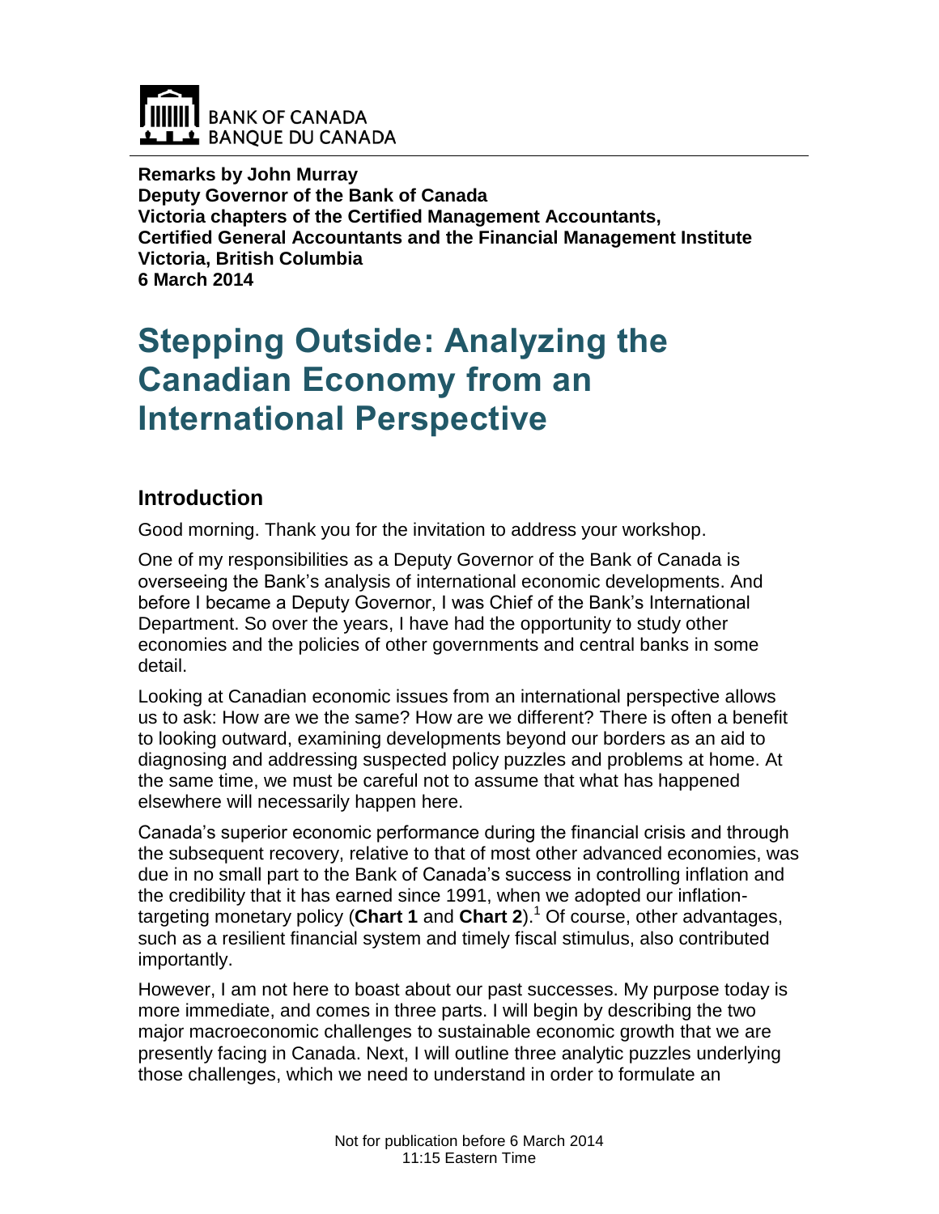BANK OF CANADA
BANQUE DU CANADA

**Remarks by John Murray**
**Deputy Governor of the Bank of Canada**
**Victoria chapters of the Certified Management Accountants,**
**Certified General Accountants and the Financial Management Institute**
**Victoria, British Columbia**
**6 March 2014**

# Stepping Outside: Analyzing the Canadian Economy from an International Perspective

## Introduction

Good morning. Thank you for the invitation to address your workshop.

One of my responsibilities as a Deputy Governor of the Bank of Canada is overseeing the Bank's analysis of international economic developments. And before I became a Deputy Governor, I was Chief of the Bank's International Department. So over the years, I have had the opportunity to study other economies and the policies of other governments and central banks in some detail.

Looking at Canadian economic issues from an international perspective allows us to ask: How are we the same? How are we different? There is often a benefit to looking outward, examining developments beyond our borders as an aid to diagnosing and addressing suspected policy puzzles and problems at home. At the same time, we must be careful not to assume that what has happened elsewhere will necessarily happen here.

Canada's superior economic performance during the financial crisis and through the subsequent recovery, relative to that of most other advanced economies, was due in no small part to the Bank of Canada's success in controlling inflation and the credibility that it has earned since 1991, when we adopted our inflation-targeting monetary policy (**Chart 1** and **Chart 2**).[1] Of course, other advantages, such as a resilient financial system and timely fiscal stimulus, also contributed importantly.

However, I am not here to boast about our past successes. My purpose today is more immediate, and comes in three parts. I will begin by describing the two major macroeconomic challenges to sustainable economic growth that we are presently facing in Canada. Next, I will outline three analytic puzzles underlying those challenges, which we need to understand in order to formulate an

Not for publication before 6 March 2014
11:15 Eastern Time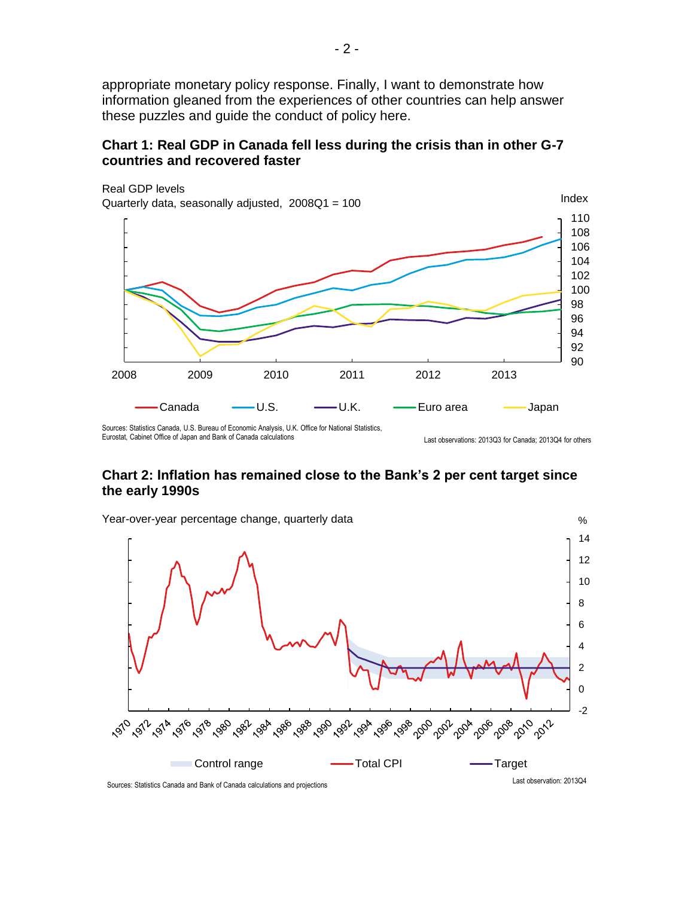appropriate monetary policy response. Finally, I want to demonstrate how information gleaned from the experiences of other countries can help answer these puzzles and guide the conduct of policy here.

**Chart 1: Real GDP in Canada fell less during the crisis than in other G-7 countries and recovered faster**

Real GDP levels
Quarterly data, seasonally adjusted, 2008Q1 = 100

Sources: Statistics Canada, U.S. Bureau of Economic Analysis, U.K. Office for National Statistics, Eurostat, Cabinet Office of Japan and Bank of Canada calculations

Last observations: 2013Q3 for Canada; 2013Q4 for others

**Chart 2: Inflation has remained close to the Bank's 2 per cent target since the early 1990s**

Year-over-year percentage change, quarterly data

Sources: Statistics Canada and Bank of Canada calculations and projections

Last observation: 2013Q4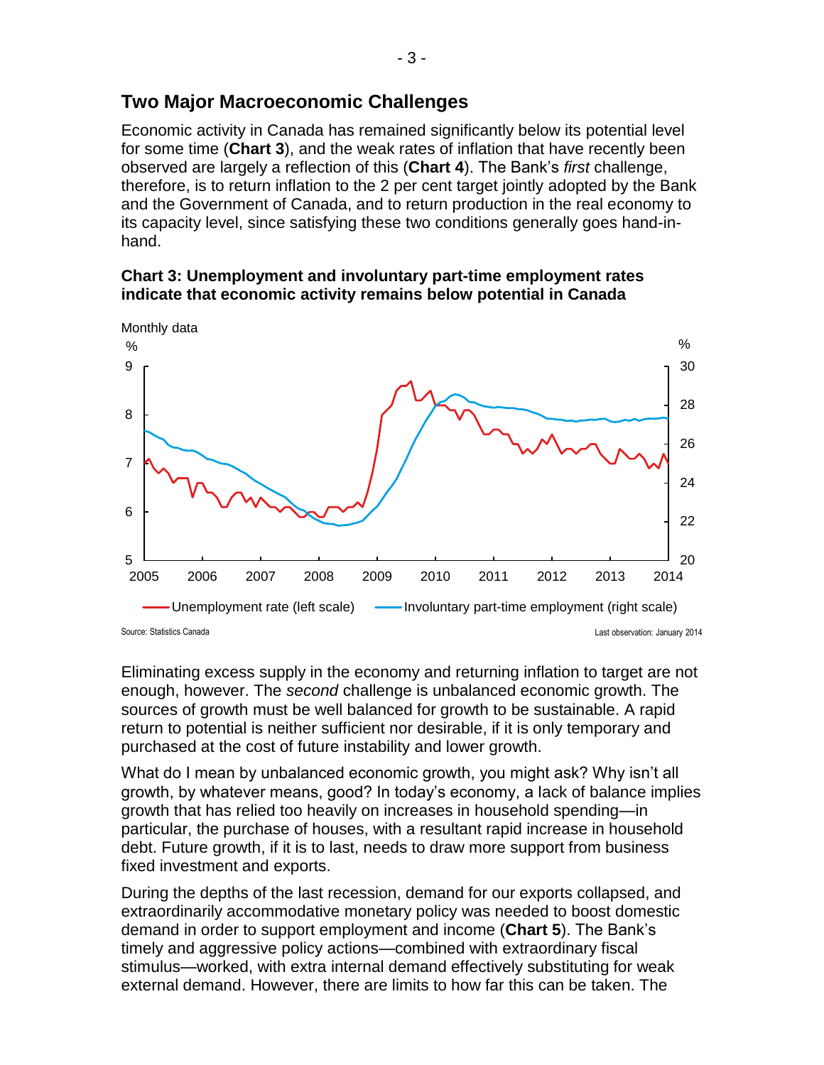## Two Major Macroeconomic Challenges

Economic activity in Canada has remained significantly below its potential level for some time (**Chart 3**), and the weak rates of inflation that have recently been observed are largely a reflection of this (**Chart 4**). The Bank's *first* challenge, therefore, is to return inflation to the 2 per cent target jointly adopted by the Bank and the Government of Canada, and to return production in the real economy to its capacity level, since satisfying these two conditions generally goes hand-in-hand.

**Chart 3: Unemployment and involuntary part-time employment rates indicate that economic activity remains below potential in Canada**

Monthly data

Unemployment rate (left scale) — Involuntary part-time employment (right scale)

Source: Statistics Canada

Last observation: January 2014

Eliminating excess supply in the economy and returning inflation to target are not enough, however. The *second* challenge is unbalanced economic growth. The sources of growth must be well balanced for growth to be sustainable. A rapid return to potential is neither sufficient nor desirable, if it is only temporary and purchased at the cost of future instability and lower growth.

What do I mean by unbalanced economic growth, you might ask? Why isn't all growth, by whatever means, good? In today's economy, a lack of balance implies growth that has relied too heavily on increases in household spending—in particular, the purchase of houses, with a resultant rapid increase in household debt. Future growth, if it is to last, needs to draw more support from business fixed investment and exports.

During the depths of the last recession, demand for our exports collapsed, and extraordinarily accommodative monetary policy was needed to boost domestic demand in order to support employment and income (**Chart 5**). The Bank's timely and aggressive policy actions—combined with extraordinary fiscal stimulus—worked, with extra internal demand effectively substituting for weak external demand. However, there are limits to how far this can be taken. The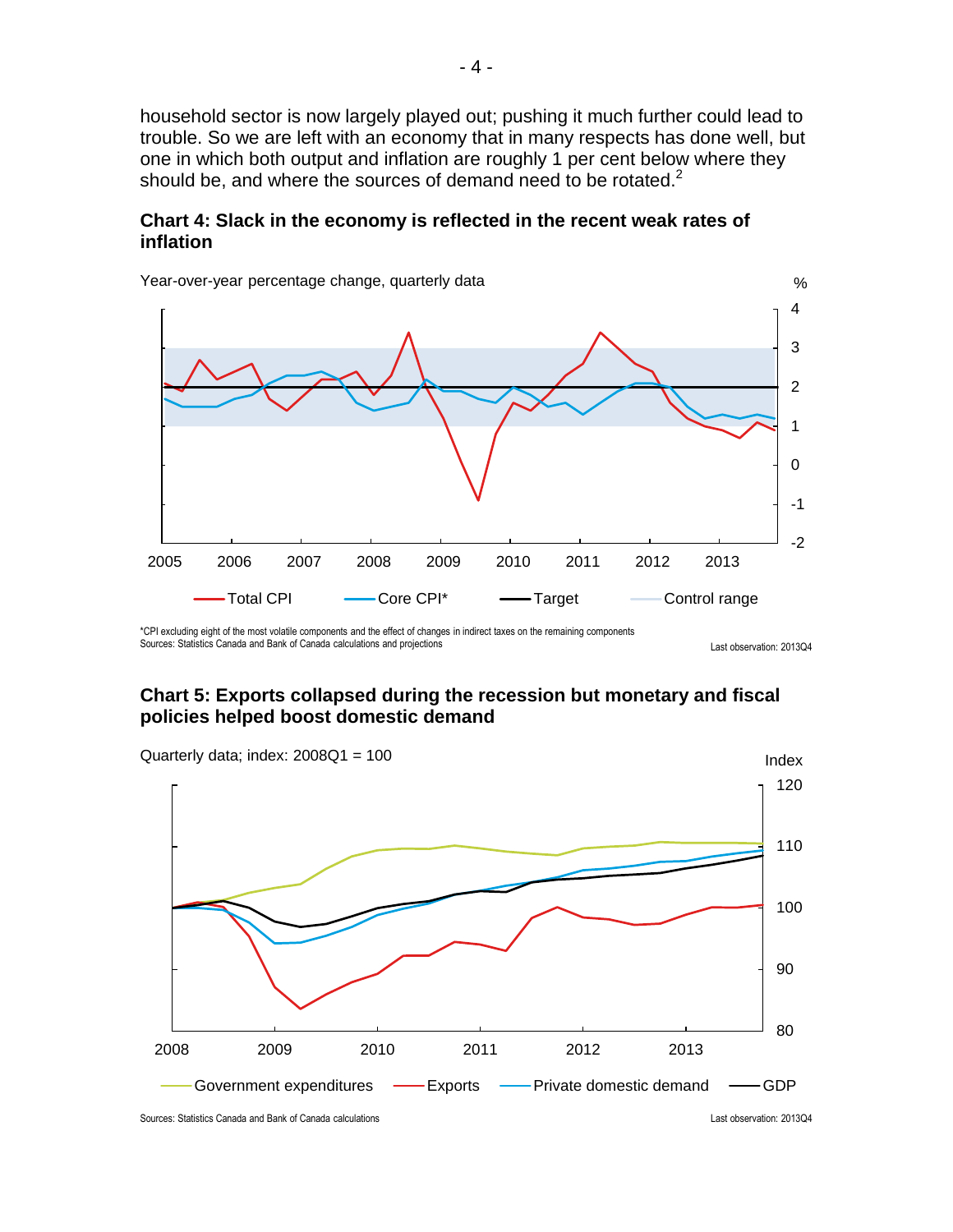household sector is now largely played out; pushing it much further could lead to trouble. So we are left with an economy that in many respects has done well, but one in which both output and inflation are roughly 1 per cent below where they should be, and where the sources of demand need to be rotated.[2]

**Chart 4: Slack in the economy is reflected in the recent weak rates of inflation**

Year-over-year percentage change, quarterly data

Total CPI — Core CPI* — Target — Control range

*CPI excluding eight of the most volatile components and the effect of changes in indirect taxes on the remaining components
Sources: Statistics Canada and Bank of Canada calculations and projections

Last observation: 2013Q4

**Chart 5: Exports collapsed during the recession but monetary and fiscal policies helped boost domestic demand**

Quarterly data; index: 2008Q1 = 100

Government expenditures — Exports — Private domestic demand — GDP

Sources: Statistics Canada and Bank of Canada calculations

Last observation: 2013Q4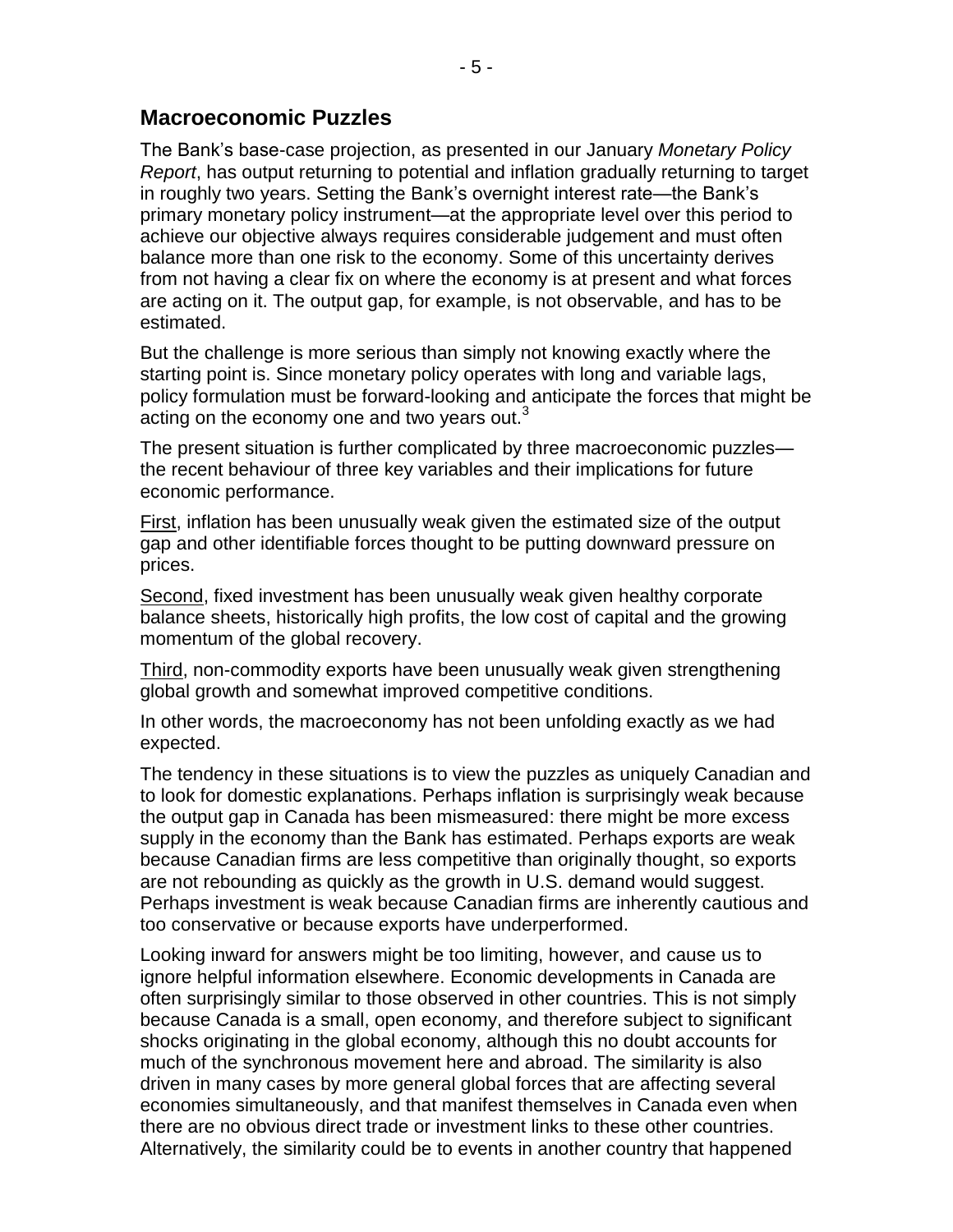## Macroeconomic Puzzles

The Bank's base-case projection, as presented in our January *Monetary Policy Report*, has output returning to potential and inflation gradually returning to target in roughly two years. Setting the Bank's overnight interest rate—the Bank's primary monetary policy instrument—at the appropriate level over this period to achieve our objective always requires considerable judgement and must often balance more than one risk to the economy. Some of this uncertainty derives from not having a clear fix on where the economy is at present and what forces are acting on it. The output gap, for example, is not observable, and has to be estimated.

But the challenge is more serious than simply not knowing exactly where the starting point is. Since monetary policy operates with long and variable lags, policy formulation must be forward-looking and anticipate the forces that might be acting on the economy one and two years out.[3]

The present situation is further complicated by three macroeconomic puzzles—the recent behaviour of three key variables and their implications for future economic performance.

First, inflation has been unusually weak given the estimated size of the output gap and other identifiable forces thought to be putting downward pressure on prices.

Second, fixed investment has been unusually weak given healthy corporate balance sheets, historically high profits, the low cost of capital and the growing momentum of the global recovery.

Third, non-commodity exports have been unusually weak given strengthening global growth and somewhat improved competitive conditions.

In other words, the macroeconomy has not been unfolding exactly as we had expected.

The tendency in these situations is to view the puzzles as uniquely Canadian and to look for domestic explanations. Perhaps inflation is surprisingly weak because the output gap in Canada has been mismeasured: there might be more excess supply in the economy than the Bank has estimated. Perhaps exports are weak because Canadian firms are less competitive than originally thought, so exports are not rebounding as quickly as the growth in U.S. demand would suggest. Perhaps investment is weak because Canadian firms are inherently cautious and too conservative or because exports have underperformed.

Looking inward for answers might be too limiting, however, and cause us to ignore helpful information elsewhere. Economic developments in Canada are often surprisingly similar to those observed in other countries. This is not simply because Canada is a small, open economy, and therefore subject to significant shocks originating in the global economy, although this no doubt accounts for much of the synchronous movement here and abroad. The similarity is also driven in many cases by more general global forces that are affecting several economies simultaneously, and that manifest themselves in Canada even when there are no obvious direct trade or investment links to these other countries. Alternatively, the similarity could be to events in another country that happened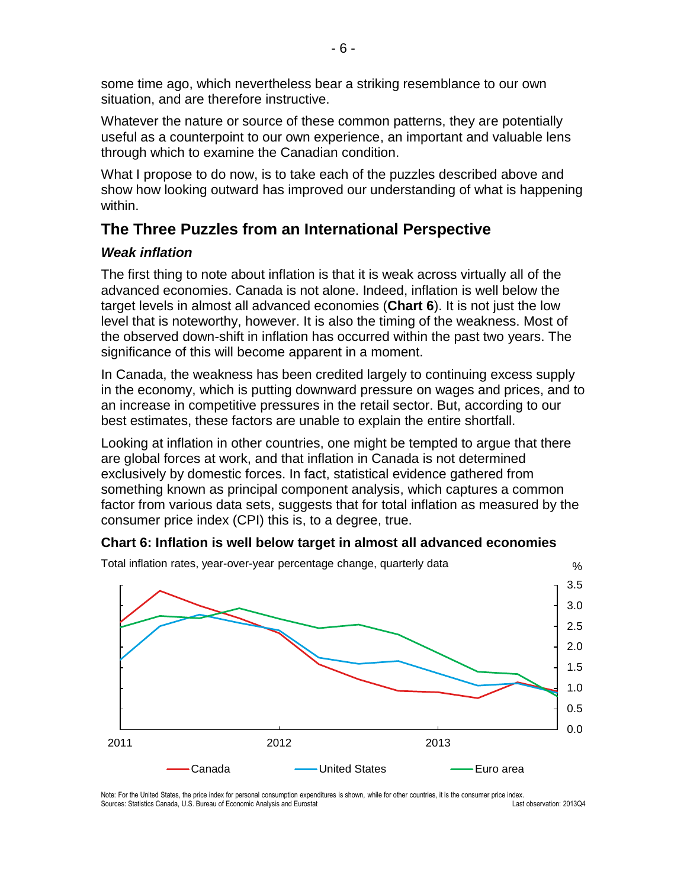some time ago, which nevertheless bear a striking resemblance to our own situation, and are therefore instructive.

Whatever the nature or source of these common patterns, they are potentially useful as a counterpoint to our own experience, an important and valuable lens through which to examine the Canadian condition.

What I propose to do now, is to take each of the puzzles described above and show how looking outward has improved our understanding of what is happening within.

## The Three Puzzles from an International Perspective

### *Weak inflation*

The first thing to note about inflation is that it is weak across virtually all of the advanced economies. Canada is not alone. Indeed, inflation is well below the target levels in almost all advanced economies (**Chart 6**). It is not just the low level that is noteworthy, however. It is also the timing of the weakness. Most of the observed down-shift in inflation has occurred within the past two years. The significance of this will become apparent in a moment.

In Canada, the weakness has been credited largely to continuing excess supply in the economy, which is putting downward pressure on wages and prices, and to an increase in competitive pressures in the retail sector. But, according to our best estimates, these factors are unable to explain the entire shortfall.

Looking at inflation in other countries, one might be tempted to argue that there are global forces at work, and that inflation in Canada is not determined exclusively by domestic forces. In fact, statistical evidence gathered from something known as principal component analysis, which captures a common factor from various data sets, suggests that for total inflation as measured by the consumer price index (CPI) this is, to a degree, true.

**Chart 6: Inflation is well below target in almost all advanced economies**

Total inflation rates, year-over-year percentage change, quarterly data

%

3.5
3.0
2.5
2.0
1.5
1.0
0.5
0.0

2011 2012 2013

Canada United States Euro area

Note: For the United States, the price index for personal consumption expenditures is shown, while for other countries, it is the consumer price index.
Sources: Statistics Canada, U.S. Bureau of Economic Analysis and Eurostat

Last observation: 2013Q4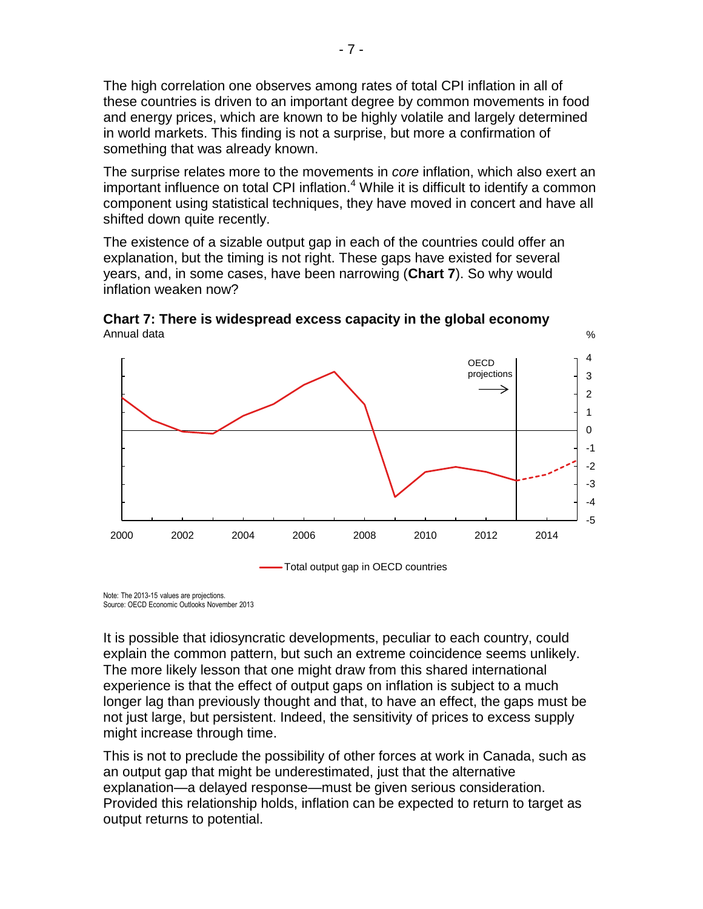The high correlation one observes among rates of total CPI inflation in all of these countries is driven to an important degree by common movements in food and energy prices, which are known to be highly volatile and largely determined in world markets. This finding is not a surprise, but more a confirmation of something that was already known.

The surprise relates more to the movements in *core* inflation, which also exert an important influence on total CPI inflation.[4] While it is difficult to identify a common component using statistical techniques, they have moved in concert and have all shifted down quite recently.

The existence of a sizable output gap in each of the countries could offer an explanation, but the timing is not right. These gaps have existed for several years, and, in some cases, have been narrowing (**Chart 7**). So why would inflation weaken now?

**Chart 7: There is widespread excess capacity in the global economy**
Annual data

Note: The 2013-15 values are projections.
Source: OECD Economic Outlooks November 2013

It is possible that idiosyncratic developments, peculiar to each country, could explain the common pattern, but such an extreme coincidence seems unlikely. The more likely lesson that one might draw from this shared international experience is that the effect of output gaps on inflation is subject to a much longer lag than previously thought and that, to have an effect, the gaps must be not just large, but persistent. Indeed, the sensitivity of prices to excess supply might increase through time.

This is not to preclude the possibility of other forces at work in Canada, such as an output gap that might be underestimated, just that the alternative explanation—a delayed response—must be given serious consideration. Provided this relationship holds, inflation can be expected to return to target as output returns to potential.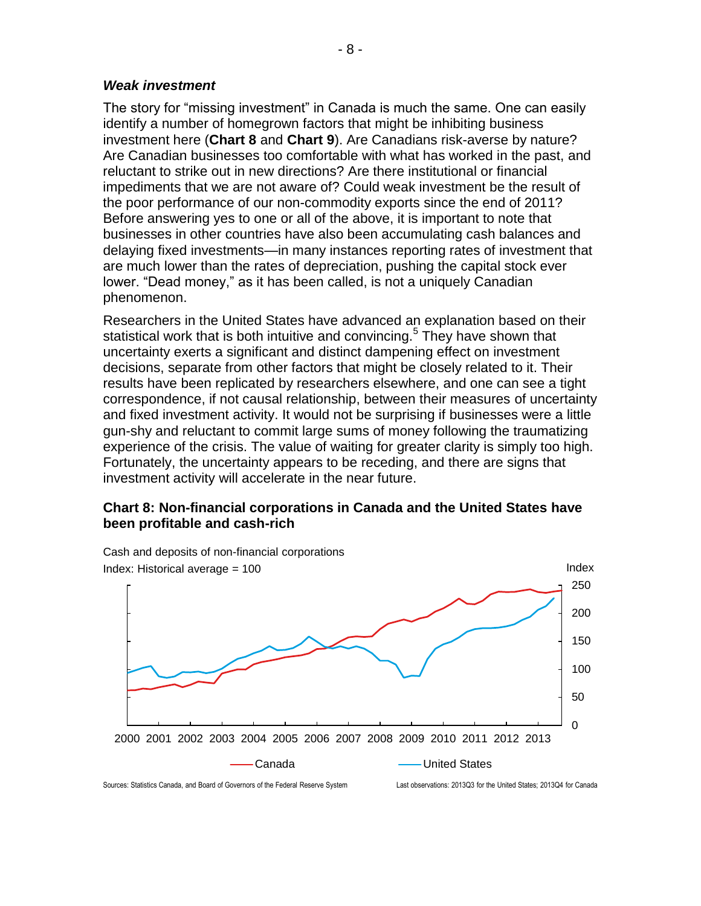### *Weak investment*

The story for "missing investment" in Canada is much the same. One can easily identify a number of homegrown factors that might be inhibiting business investment here (**Chart 8** and **Chart 9**). Are Canadians risk-averse by nature? Are Canadian businesses too comfortable with what has worked in the past, and reluctant to strike out in new directions? Are there institutional or financial impediments that we are not aware of? Could weak investment be the result of the poor performance of our non-commodity exports since the end of 2011? Before answering yes to one or all of the above, it is important to note that businesses in other countries have also been accumulating cash balances and delaying fixed investments—in many instances reporting rates of investment that are much lower than the rates of depreciation, pushing the capital stock ever lower. "Dead money," as it has been called, is not a uniquely Canadian phenomenon.

Researchers in the United States have advanced an explanation based on their statistical work that is both intuitive and convincing.[5] They have shown that uncertainty exerts a significant and distinct dampening effect on investment decisions, separate from other factors that might be closely related to it. Their results have been replicated by researchers elsewhere, and one can see a tight correspondence, if not causal relationship, between their measures of uncertainty and fixed investment activity. It would not be surprising if businesses were a little gun-shy and reluctant to commit large sums of money following the traumatizing experience of the crisis. The value of waiting for greater clarity is simply too high. Fortunately, the uncertainty appears to be receding, and there are signs that investment activity will accelerate in the near future.

**Chart 8: Non-financial corporations in Canada and the United States have been profitable and cash-rich**

Cash and deposits of non-financial corporations

Index: Historical average = 100

Sources: Statistics Canada, and Board of Governors of the Federal Reserve System

Last observations: 2013Q3 for the United States; 2013Q4 for Canada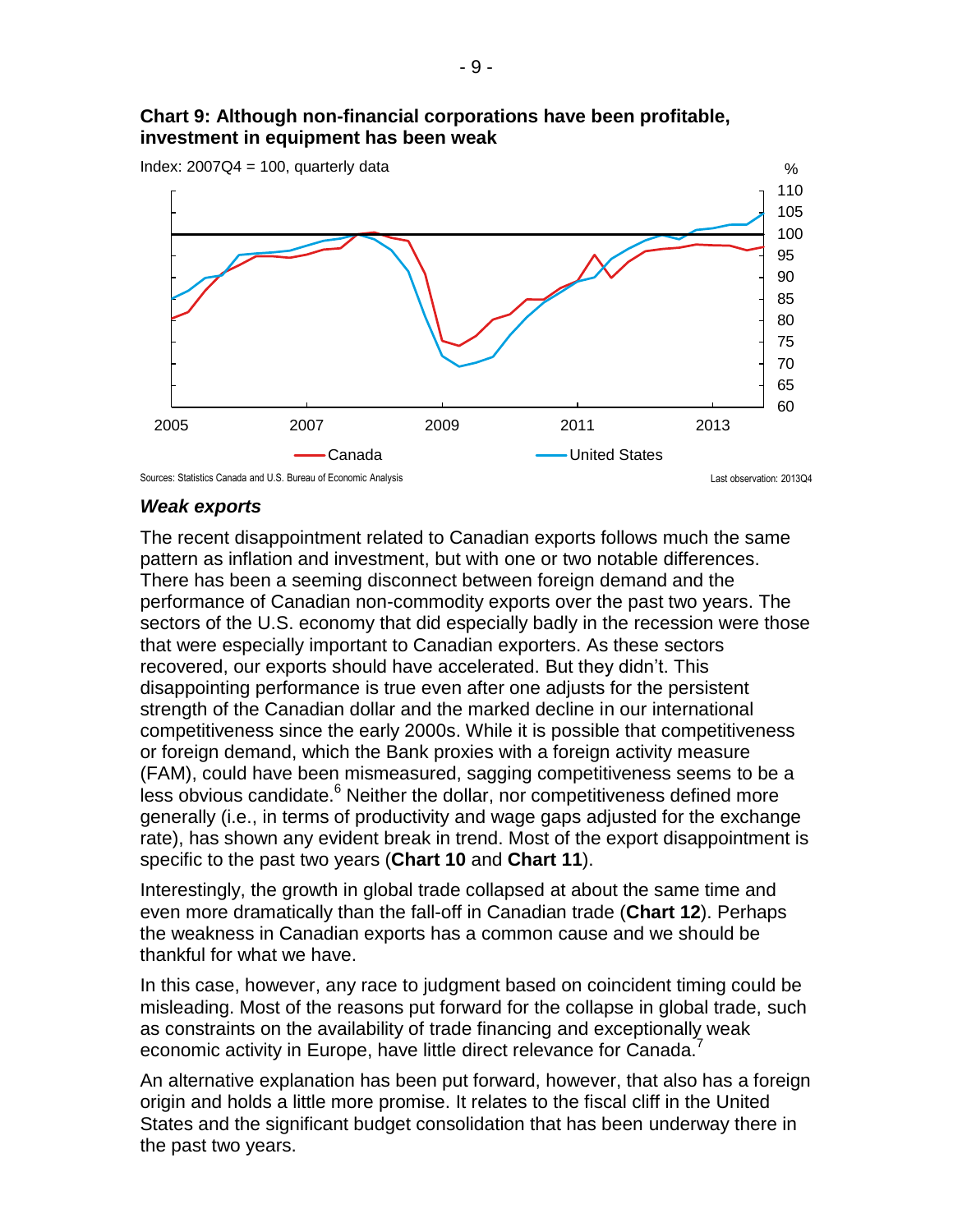**Chart 9: Although non-financial corporations have been profitable, investment in equipment has been weak**

Index: 2007Q4 = 100, quarterly data

Sources: Statistics Canada and U.S. Bureau of Economic Analysis

Last observation: 2013Q4

### *Weak exports*

The recent disappointment related to Canadian exports follows much the same pattern as inflation and investment, but with one or two notable differences. There has been a seeming disconnect between foreign demand and the performance of Canadian non-commodity exports over the past two years. The sectors of the U.S. economy that did especially badly in the recession were those that were especially important to Canadian exporters. As these sectors recovered, our exports should have accelerated. But they didn't. This disappointing performance is true even after one adjusts for the persistent strength of the Canadian dollar and the marked decline in our international competitiveness since the early 2000s. While it is possible that competitiveness or foreign demand, which the Bank proxies with a foreign activity measure (FAM), could have been mismeasured, sagging competitiveness seems to be a less obvious candidate.[6] Neither the dollar, nor competitiveness defined more generally (i.e., in terms of productivity and wage gaps adjusted for the exchange rate), has shown any evident break in trend. Most of the export disappointment is specific to the past two years (**Chart 10** and **Chart 11**).

Interestingly, the growth in global trade collapsed at about the same time and even more dramatically than the fall-off in Canadian trade (**Chart 12**). Perhaps the weakness in Canadian exports has a common cause and we should be thankful for what we have.

In this case, however, any race to judgment based on coincident timing could be misleading. Most of the reasons put forward for the collapse in global trade, such as constraints on the availability of trade financing and exceptionally weak economic activity in Europe, have little direct relevance for Canada.[7]

An alternative explanation has been put forward, however, that also has a foreign origin and holds a little more promise. It relates to the fiscal cliff in the United States and the significant budget consolidation that has been underway there in the past two years.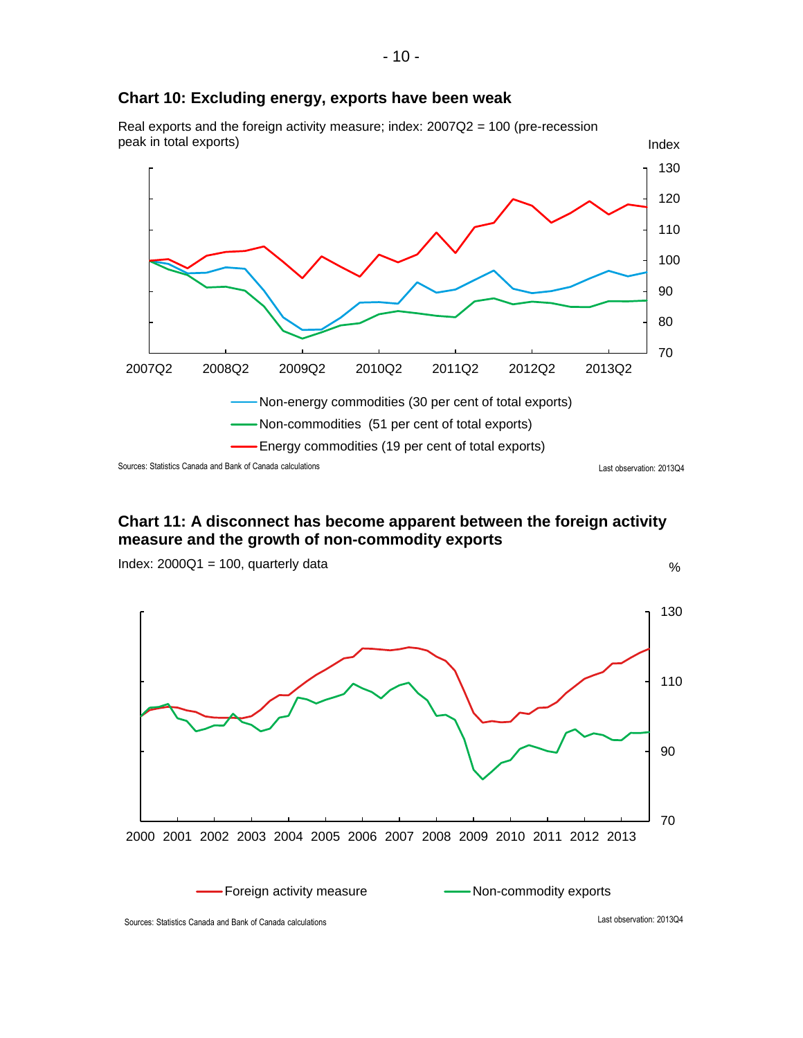### Chart 10: Excluding energy, exports have been weak

Real exports and the foreign activity measure; index: 2007Q2 = 100 (pre-recession peak in total exports)

Index

- Non-energy commodities (30 per cent of total exports)
- Non-commodities (51 per cent of total exports)
- Energy commodities (19 per cent of total exports)

Sources: Statistics Canada and Bank of Canada calculations

Last observation: 2013Q4

### Chart 11: A disconnect has become apparent between the foreign activity measure and the growth of non-commodity exports

Index: 2000Q1 = 100, quarterly data

%

- Foreign activity measure
- Non-commodity exports

Sources: Statistics Canada and Bank of Canada calculations

Last observation: 2013Q4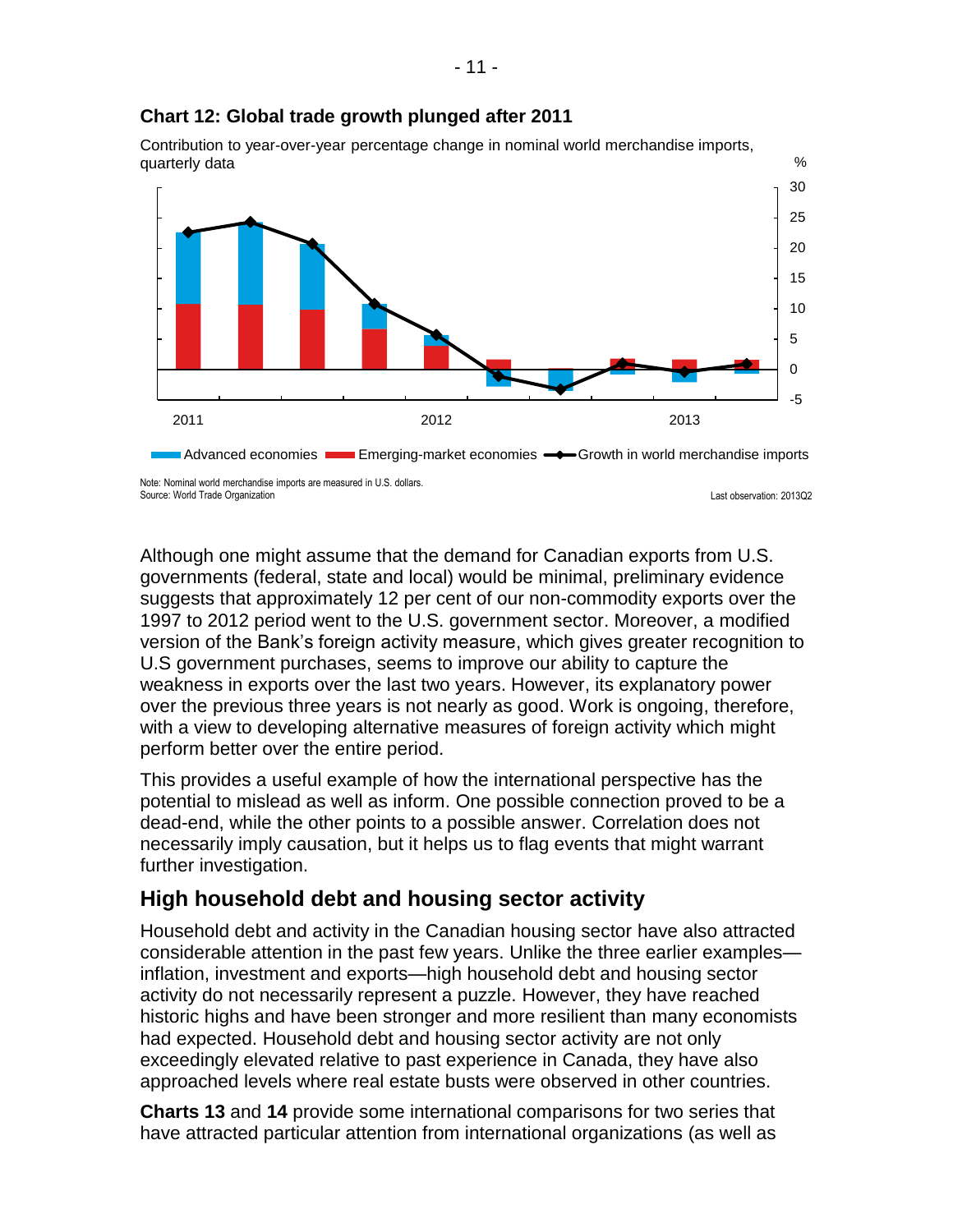**Chart 12: Global trade growth plunged after 2011**

Contribution to year-over-year percentage change in nominal world merchandise imports, quarterly data

Note: Nominal world merchandise imports are measured in U.S. dollars.
Source: World Trade Organization

Last observation: 2013Q2

Although one might assume that the demand for Canadian exports from U.S. governments (federal, state and local) would be minimal, preliminary evidence suggests that approximately 12 per cent of our non-commodity exports over the 1997 to 2012 period went to the U.S. government sector. Moreover, a modified version of the Bank's foreign activity measure, which gives greater recognition to U.S government purchases, seems to improve our ability to capture the weakness in exports over the last two years. However, its explanatory power over the previous three years is not nearly as good. Work is ongoing, therefore, with a view to developing alternative measures of foreign activity which might perform better over the entire period.

This provides a useful example of how the international perspective has the potential to mislead as well as inform. One possible connection proved to be a dead-end, while the other points to a possible answer. Correlation does not necessarily imply causation, but it helps us to flag events that might warrant further investigation.

## High household debt and housing sector activity

Household debt and activity in the Canadian housing sector have also attracted considerable attention in the past few years. Unlike the three earlier examples—inflation, investment and exports—high household debt and housing sector activity do not necessarily represent a puzzle. However, they have reached historic highs and have been stronger and more resilient than many economists had expected. Household debt and housing sector activity are not only exceedingly elevated relative to past experience in Canada, they have also approached levels where real estate busts were observed in other countries.

**Charts 13** and **14** provide some international comparisons for two series that have attracted particular attention from international organizations (as well as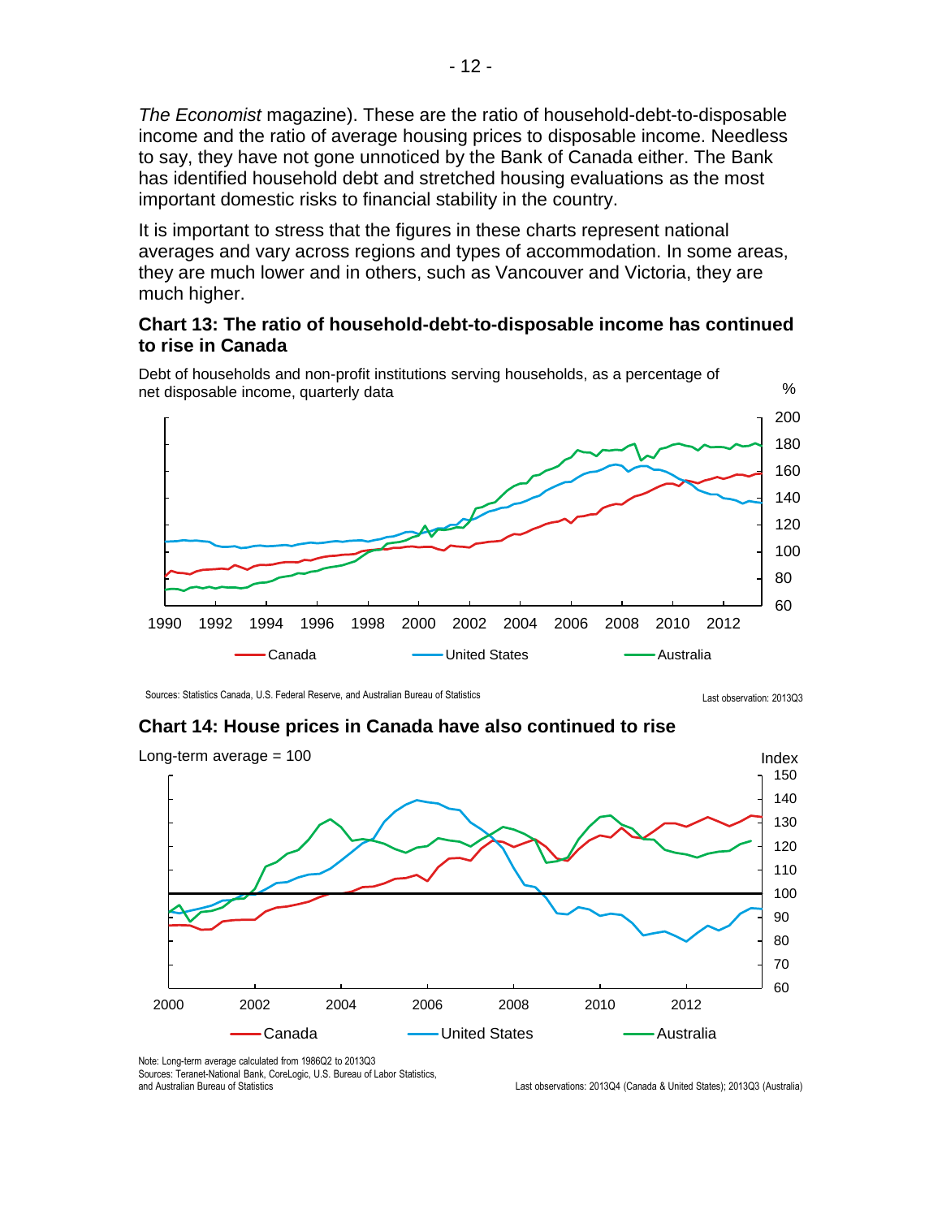*The Economist* magazine). These are the ratio of household-debt-to-disposable income and the ratio of average housing prices to disposable income. Needless to say, they have not gone unnoticed by the Bank of Canada either. The Bank has identified household debt and stretched housing evaluations as the most important domestic risks to financial stability in the country.

It is important to stress that the figures in these charts represent national averages and vary across regions and types of accommodation. In some areas, they are much lower and in others, such as Vancouver and Victoria, they are much higher.

**Chart 13: The ratio of household-debt-to-disposable income has continued to rise in Canada**

Debt of households and non-profit institutions serving households, as a percentage of net disposable income, quarterly data

Sources: Statistics Canada, U.S. Federal Reserve, and Australian Bureau of Statistics

Last observation: 2013Q3

**Chart 14: House prices in Canada have also continued to rise**

Long-term average = 100

Note: Long-term average calculated from 1986Q2 to 2013Q3
Sources: Teranet-National Bank, CoreLogic, U.S. Bureau of Labor Statistics, and Australian Bureau of Statistics

Last observations: 2013Q4 (Canada & United States); 2013Q3 (Australia)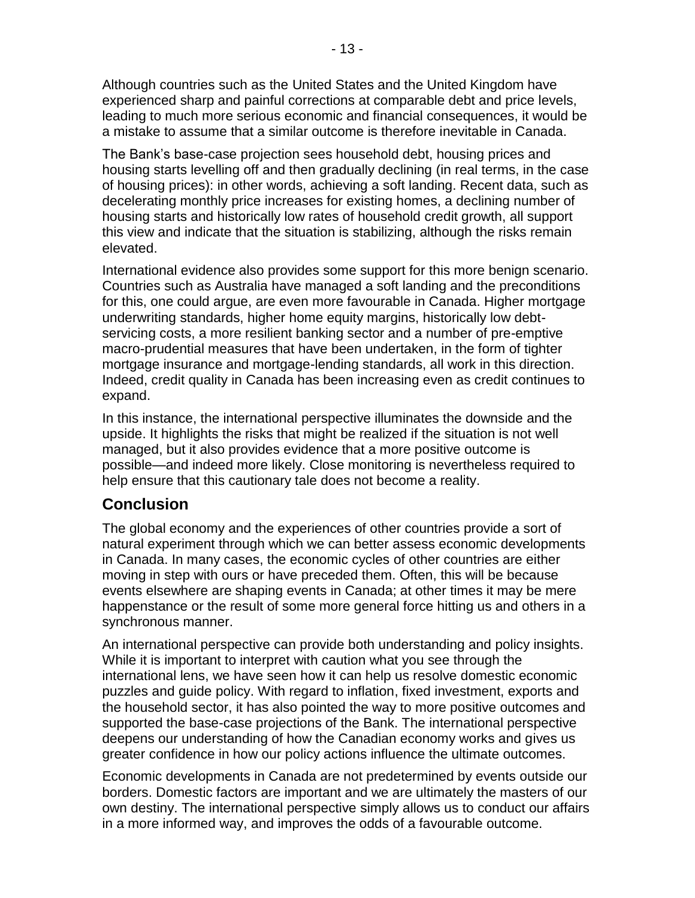Although countries such as the United States and the United Kingdom have experienced sharp and painful corrections at comparable debt and price levels, leading to much more serious economic and financial consequences, it would be a mistake to assume that a similar outcome is therefore inevitable in Canada.

The Bank's base-case projection sees household debt, housing prices and housing starts levelling off and then gradually declining (in real terms, in the case of housing prices): in other words, achieving a soft landing. Recent data, such as decelerating monthly price increases for existing homes, a declining number of housing starts and historically low rates of household credit growth, all support this view and indicate that the situation is stabilizing, although the risks remain elevated.

International evidence also provides some support for this more benign scenario. Countries such as Australia have managed a soft landing and the preconditions for this, one could argue, are even more favourable in Canada. Higher mortgage underwriting standards, higher home equity margins, historically low debt-servicing costs, a more resilient banking sector and a number of pre-emptive macro-prudential measures that have been undertaken, in the form of tighter mortgage insurance and mortgage-lending standards, all work in this direction. Indeed, credit quality in Canada has been increasing even as credit continues to expand.

In this instance, the international perspective illuminates the downside and the upside. It highlights the risks that might be realized if the situation is not well managed, but it also provides evidence that a more positive outcome is possible—and indeed more likely. Close monitoring is nevertheless required to help ensure that this cautionary tale does not become a reality.

## Conclusion

The global economy and the experiences of other countries provide a sort of natural experiment through which we can better assess economic developments in Canada. In many cases, the economic cycles of other countries are either moving in step with ours or have preceded them. Often, this will be because events elsewhere are shaping events in Canada; at other times it may be mere happenstance or the result of some more general force hitting us and others in a synchronous manner.

An international perspective can provide both understanding and policy insights. While it is important to interpret with caution what you see through the international lens, we have seen how it can help us resolve domestic economic puzzles and guide policy. With regard to inflation, fixed investment, exports and the household sector, it has also pointed the way to more positive outcomes and supported the base-case projections of the Bank. The international perspective deepens our understanding of how the Canadian economy works and gives us greater confidence in how our policy actions influence the ultimate outcomes.

Economic developments in Canada are not predetermined by events outside our borders. Domestic factors are important and we are ultimately the masters of our own destiny. The international perspective simply allows us to conduct our affairs in a more informed way, and improves the odds of a favourable outcome.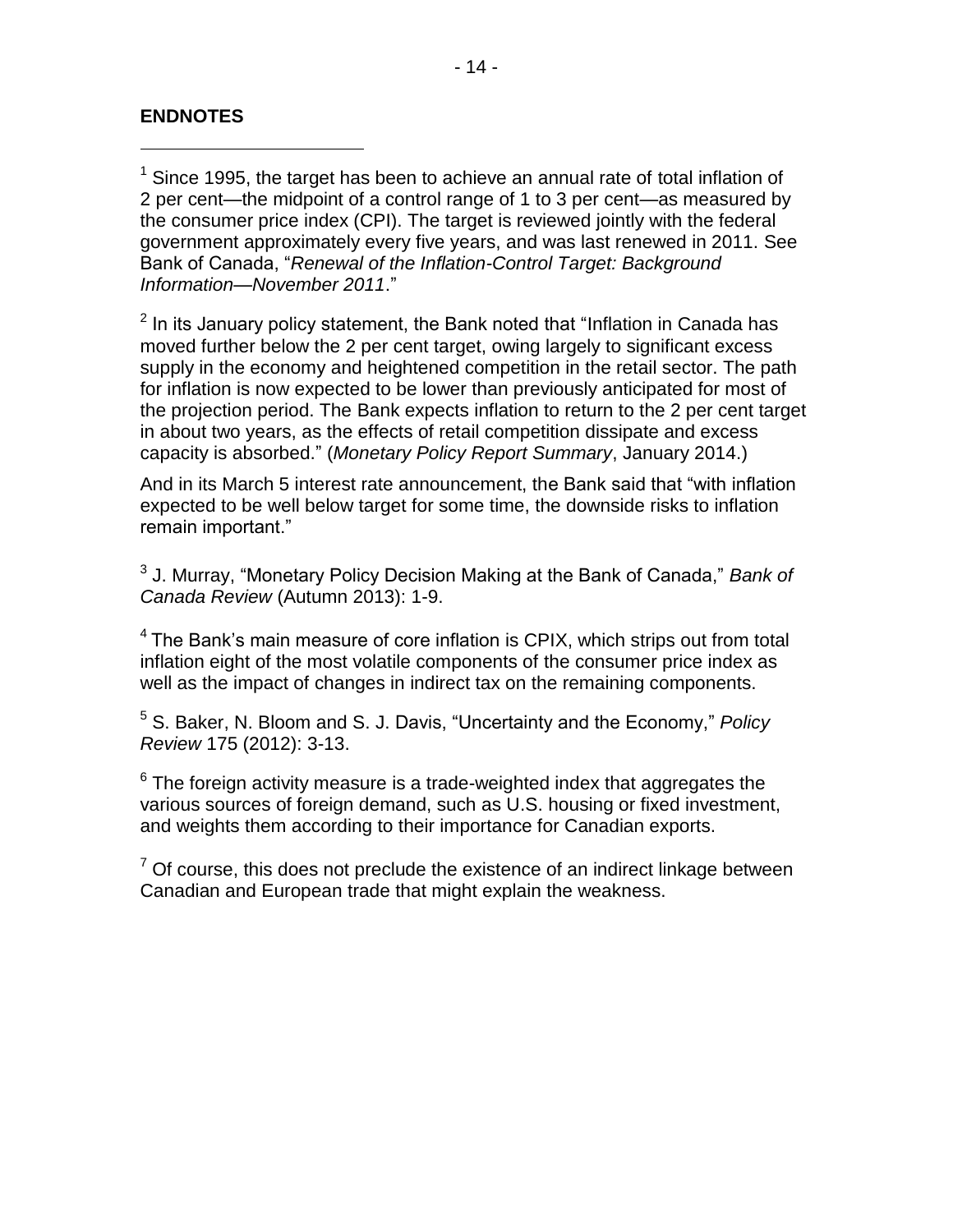**ENDNOTES**

[1] Since 1995, the target has been to achieve an annual rate of total inflation of 2 per cent—the midpoint of a control range of 1 to 3 per cent—as measured by the consumer price index (CPI). The target is reviewed jointly with the federal government approximately every five years, and was last renewed in 2011. See Bank of Canada, "*Renewal of the Inflation-Control Target: Background Information—November 2011*."

[2] In its January policy statement, the Bank noted that "Inflation in Canada has moved further below the 2 per cent target, owing largely to significant excess supply in the economy and heightened competition in the retail sector. The path for inflation is now expected to be lower than previously anticipated for most of the projection period. The Bank expects inflation to return to the 2 per cent target in about two years, as the effects of retail competition dissipate and excess capacity is absorbed." (*Monetary Policy Report Summary*, January 2014.)

And in its March 5 interest rate announcement, the Bank said that "with inflation expected to be well below target for some time, the downside risks to inflation remain important."

[3] J. Murray, "Monetary Policy Decision Making at the Bank of Canada," *Bank of Canada Review* (Autumn 2013): 1-9.

[4] The Bank's main measure of core inflation is CPIX, which strips out from total inflation eight of the most volatile components of the consumer price index as well as the impact of changes in indirect tax on the remaining components.

[5] S. Baker, N. Bloom and S. J. Davis, "Uncertainty and the Economy," *Policy Review* 175 (2012): 3-13.

[6] The foreign activity measure is a trade-weighted index that aggregates the various sources of foreign demand, such as U.S. housing or fixed investment, and weights them according to their importance for Canadian exports.

[7] Of course, this does not preclude the existence of an indirect linkage between Canadian and European trade that might explain the weakness.